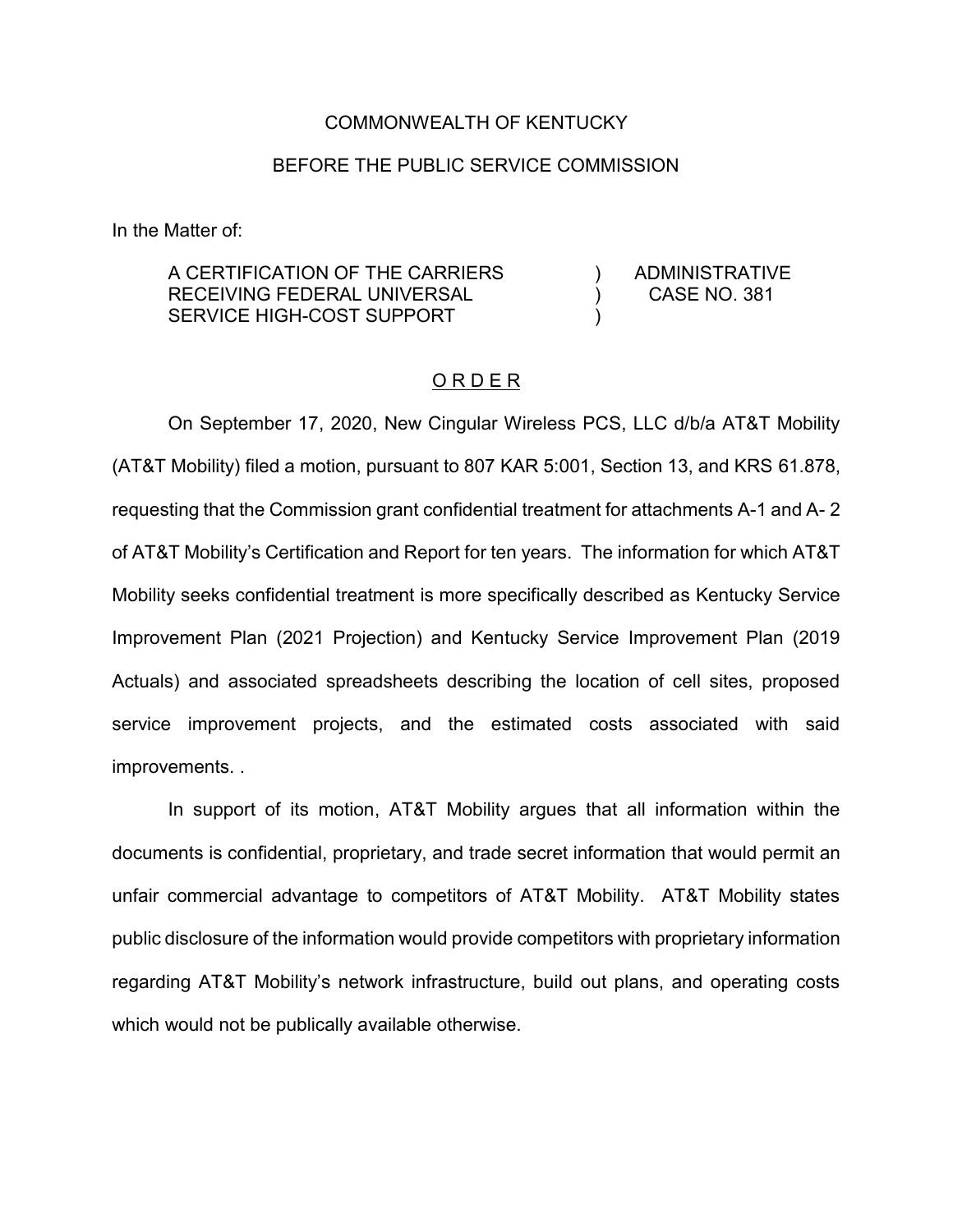COMMONWEALTH OF KENTUCKY

BEFORE THE PUBLIC SERVICE COMMISSION

In the Matter of:

| | | |
|---|---|---|
| A CERTIFICATION OF THE CARRIERS RECEIVING FEDERAL UNIVERSAL SERVICE HIGH-COST SUPPORT | ) ) ) | ADMINISTRATIVE CASE NO. 381 |

## O R D E R

On September 17, 2020, New Cingular Wireless PCS, LLC d/b/a AT&T Mobility (AT&T Mobility) filed a motion, pursuant to 807 KAR 5:001, Section 13, and KRS 61.878, requesting that the Commission grant confidential treatment for attachments A-1 and A- 2 of AT&T Mobility's Certification and Report for ten years. The information for which AT&T Mobility seeks confidential treatment is more specifically described as Kentucky Service Improvement Plan (2021 Projection) and Kentucky Service Improvement Plan (2019 Actuals) and associated spreadsheets describing the location of cell sites, proposed service improvement projects, and the estimated costs associated with said improvements. .

In support of its motion, AT&T Mobility argues that all information within the documents is confidential, proprietary, and trade secret information that would permit an unfair commercial advantage to competitors of AT&T Mobility. AT&T Mobility states public disclosure of the information would provide competitors with proprietary information regarding AT&T Mobility's network infrastructure, build out plans, and operating costs which would not be publically available otherwise.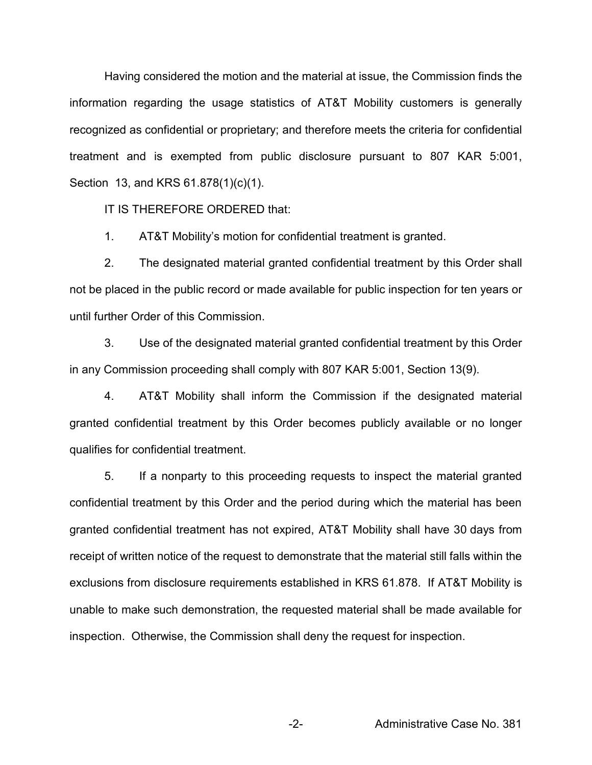Having considered the motion and the material at issue, the Commission finds the information regarding the usage statistics of AT&T Mobility customers is generally recognized as confidential or proprietary; and therefore meets the criteria for confidential treatment and is exempted from public disclosure pursuant to 807 KAR 5:001, Section 13, and KRS 61.878(1)(c)(1).

IT IS THEREFORE ORDERED that:

1. AT&T Mobility's motion for confidential treatment is granted.

2. The designated material granted confidential treatment by this Order shall not be placed in the public record or made available for public inspection for ten years or until further Order of this Commission.

3. Use of the designated material granted confidential treatment by this Order in any Commission proceeding shall comply with 807 KAR 5:001, Section 13(9).

4. AT&T Mobility shall inform the Commission if the designated material granted confidential treatment by this Order becomes publicly available or no longer qualifies for confidential treatment.

5. If a nonparty to this proceeding requests to inspect the material granted confidential treatment by this Order and the period during which the material has been granted confidential treatment has not expired, AT&T Mobility shall have 30 days from receipt of written notice of the request to demonstrate that the material still falls within the exclusions from disclosure requirements established in KRS 61.878. If AT&T Mobility is unable to make such demonstration, the requested material shall be made available for inspection. Otherwise, the Commission shall deny the request for inspection.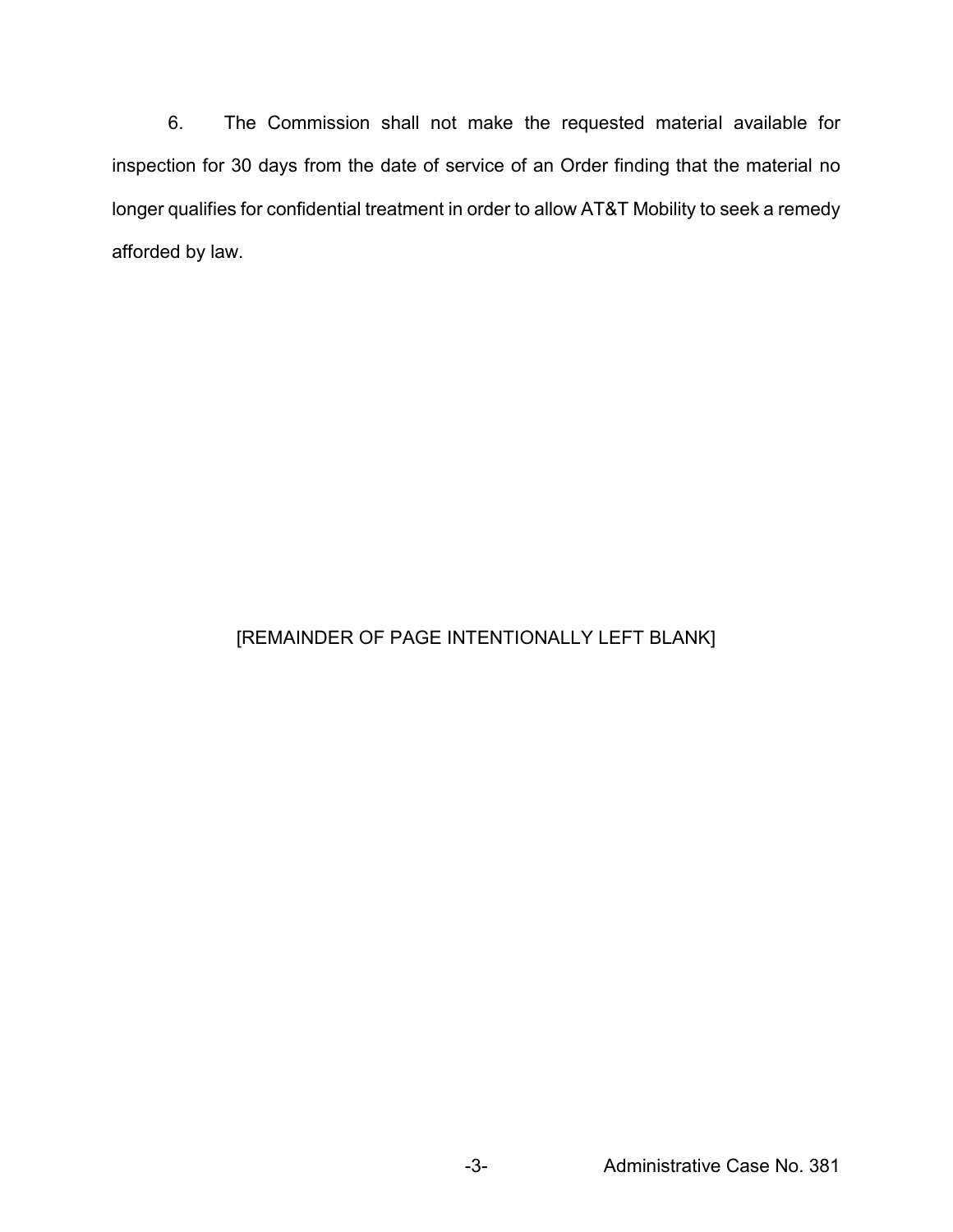6. The Commission shall not make the requested material available for inspection for 30 days from the date of service of an Order finding that the material no longer qualifies for confidential treatment in order to allow AT&T Mobility to seek a remedy afforded by law.

[REMAINDER OF PAGE INTENTIONALLY LEFT BLANK]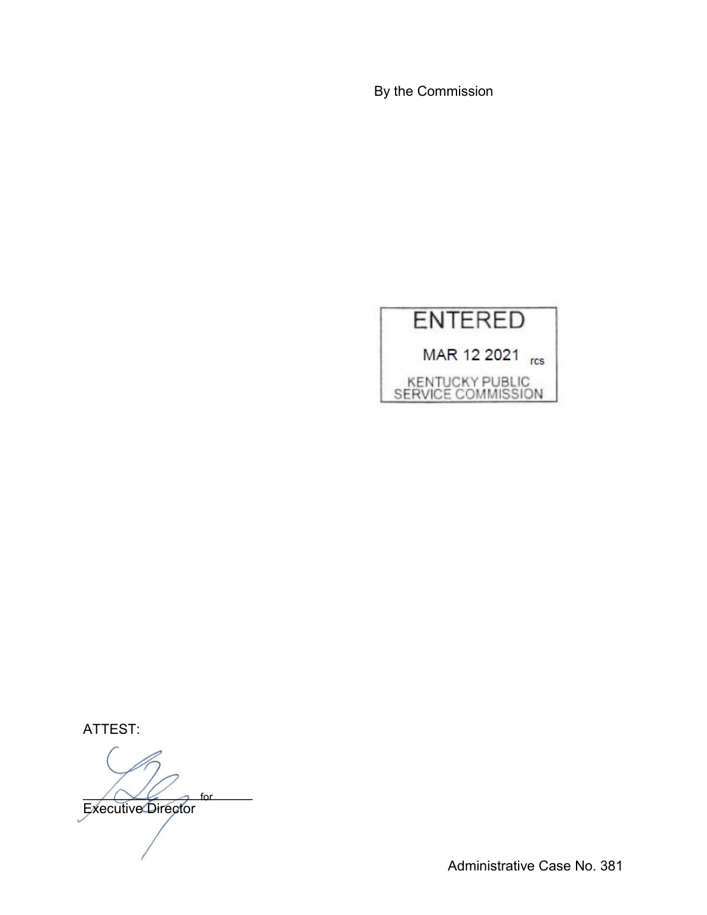By the Commission

ENTERED

MAR 12 2021 rcs

KENTUCKY PUBLIC SERVICE COMMISSION

ATTEST:

\_\_\_\_\_\_\_\_\_\_\_\_\_\_\_\_ for \_\_\_\_\_\_\_

Executive Director

Administrative Case No. 381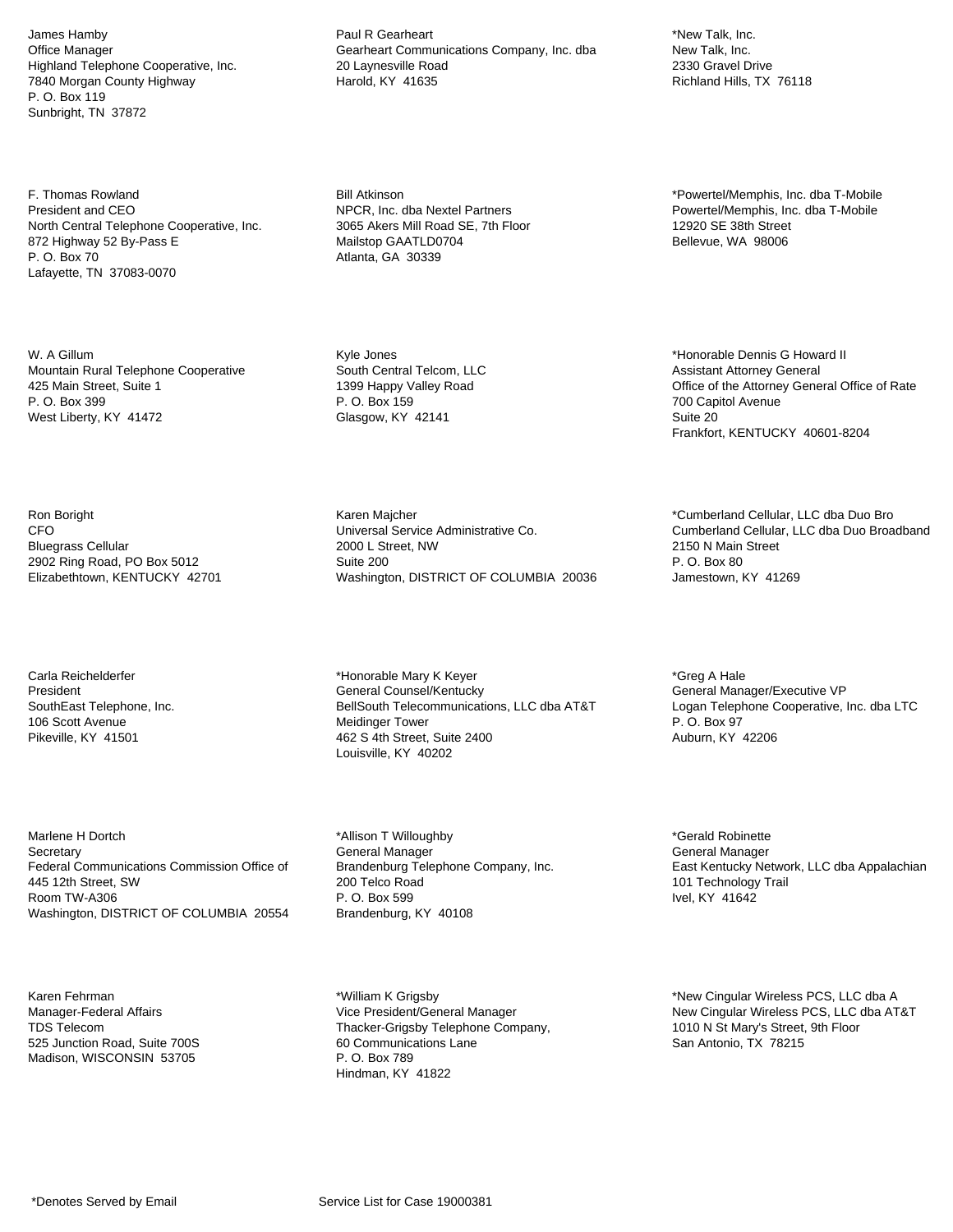James Hamby
Office Manager
Highland Telephone Cooperative, Inc.
7840 Morgan County Highway
P. O. Box 119
Sunbright, TN 37872

Paul R Gearheart
Gearheart Communications Company, Inc. dba
20 Laynesville Road
Harold, KY 41635

*New Talk, Inc.
New Talk, Inc.
2330 Gravel Drive
Richland Hills, TX 76118

F. Thomas Rowland
President and CEO
North Central Telephone Cooperative, Inc.
872 Highway 52 By-Pass E
P. O. Box 70
Lafayette, TN 37083-0070

Bill Atkinson
NPCR, Inc. dba Nextel Partners
3065 Akers Mill Road SE, 7th Floor
Mailstop GAATLD0704
Atlanta, GA 30339

*Powertel/Memphis, Inc. dba T-Mobile
Powertel/Memphis, Inc. dba T-Mobile
12920 SE 38th Street
Bellevue, WA 98006

W. A Gillum
Mountain Rural Telephone Cooperative
425 Main Street, Suite 1
P. O. Box 399
West Liberty, KY 41472

Kyle Jones
South Central Telcom, LLC
1399 Happy Valley Road
P. O. Box 159
Glasgow, KY 42141

*Honorable Dennis G Howard II
Assistant Attorney General
Office of the Attorney General Office of Rate
700 Capitol Avenue
Suite 20
Frankfort, KENTUCKY 40601-8204

Ron Boright
CFO
Bluegrass Cellular
2902 Ring Road, PO Box 5012
Elizabethtown, KENTUCKY 42701

Karen Majcher
Universal Service Administrative Co.
2000 L Street, NW
Suite 200
Washington, DISTRICT OF COLUMBIA 20036

*Cumberland Cellular, LLC dba Duo Bro
Cumberland Cellular, LLC dba Duo Broadband
2150 N Main Street
P. O. Box 80
Jamestown, KY 41269

Carla Reichelderfer
President
SouthEast Telephone, Inc.
106 Scott Avenue
Pikeville, KY 41501

*Honorable Mary K Keyer
General Counsel/Kentucky
BellSouth Telecommunications, LLC dba AT&T
Meidinger Tower
462 S 4th Street, Suite 2400
Louisville, KY 40202

*Greg A Hale
General Manager/Executive VP
Logan Telephone Cooperative, Inc. dba LTC
P. O. Box 97
Auburn, KY 42206

Marlene H Dortch
Secretary
Federal Communications Commission Office of
445 12th Street, SW
Room TW-A306
Washington, DISTRICT OF COLUMBIA 20554

*Allison T Willoughby
General Manager
Brandenburg Telephone Company, Inc.
200 Telco Road
P. O. Box 599
Brandenburg, KY 40108

*Gerald Robinette
General Manager
East Kentucky Network, LLC dba Appalachian
101 Technology Trail
Ivel, KY 41642

Karen Fehrman
Manager-Federal Affairs
TDS Telecom
525 Junction Road, Suite 700S
Madison, WISCONSIN 53705

*William K Grigsby
Vice President/General Manager
Thacker-Grigsby Telephone Company,
60 Communications Lane
P. O. Box 789
Hindman, KY 41822

*New Cingular Wireless PCS, LLC dba A
New Cingular Wireless PCS, LLC dba AT&T
1010 N St Mary's Street, 9th Floor
San Antonio, TX 78215

*Denotes Served by Email

Service List for Case 19000381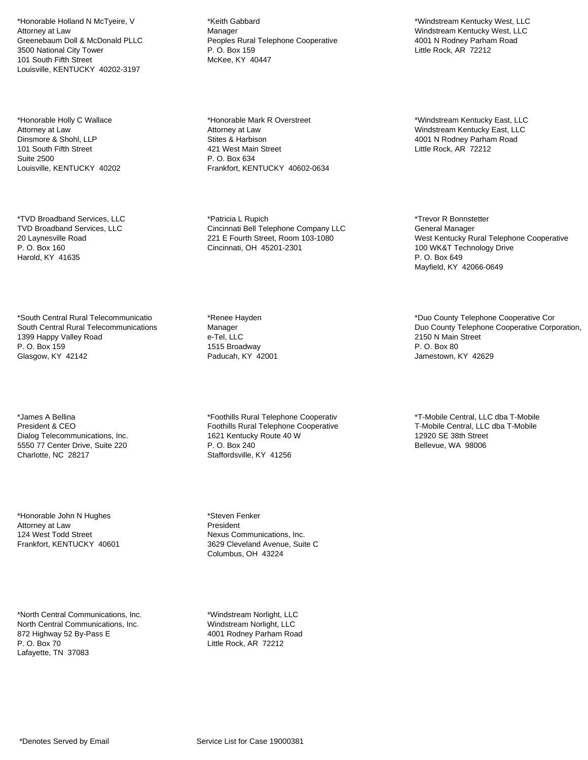*Honorable Holland N McTyeire, V
Attorney at Law
Greenebaum Doll & McDonald PLLC
3500 National City Tower
101 South Fifth Street
Louisville, KENTUCKY 40202-3197

*Honorable Holly C Wallace
Attorney at Law
Dinsmore & Shohl, LLP
101 South Fifth Street
Suite 2500
Louisville, KENTUCKY 40202

*TVD Broadband Services, LLC
TVD Broadband Services, LLC
20 Laynesville Road
P. O. Box 160
Harold, KY 41635

*South Central Rural Telecommunicatio
South Central Rural Telecommunications
1399 Happy Valley Road
P. O. Box 159
Glasgow, KY 42142

*James A Bellina
President & CEO
Dialog Telecommunications, Inc.
5550 77 Center Drive, Suite 220
Charlotte, NC 28217

*Honorable John N Hughes
Attorney at Law
124 West Todd Street
Frankfort, KENTUCKY 40601

*North Central Communications, Inc.
North Central Communications, Inc.
872 Highway 52 By-Pass E
P. O. Box 70
Lafayette, TN 37083

*Keith Gabbard
Manager
Peoples Rural Telephone Cooperative
P. O. Box 159
McKee, KY 40447

*Honorable Mark R Overstreet
Attorney at Law
Stites & Harbison
421 West Main Street
P. O. Box 634
Frankfort, KENTUCKY 40602-0634

*Patricia L Rupich
Cincinnati Bell Telephone Company LLC
221 E Fourth Street, Room 103-1080
Cincinnati, OH 45201-2301

*Renee Hayden
Manager
e-Tel, LLC
1515 Broadway
Paducah, KY 42001

*Foothills Rural Telephone Cooperativ
Foothills Rural Telephone Cooperative
1621 Kentucky Route 40 W
P. O. Box 240
Staffordsville, KY 41256

*Steven Fenker
President
Nexus Communications, Inc.
3629 Cleveland Avenue, Suite C
Columbus, OH 43224

*Windstream Norlight, LLC
Windstream Norlight, LLC
4001 Rodney Parham Road
Little Rock, AR 72212

*Windstream Kentucky West, LLC
Windstream Kentucky West, LLC
4001 N Rodney Parham Road
Little Rock, AR 72212

*Windstream Kentucky East, LLC
Windstream Kentucky East, LLC
4001 N Rodney Parham Road
Little Rock, AR 72212

*Trevor R Bonnstetter
General Manager
West Kentucky Rural Telephone Cooperative
100 WK&T Technology Drive
P. O. Box 649
Mayfield, KY 42066-0649

*Duo County Telephone Cooperative Cor
Duo County Telephone Cooperative Corporation,
2150 N Main Street
P. O. Box 80
Jamestown, KY 42629

*T-Mobile Central, LLC dba T-Mobile
T-Mobile Central, LLC dba T-Mobile
12920 SE 38th Street
Bellevue, WA 98006

*Denotes Served by Email

Service List for Case 19000381